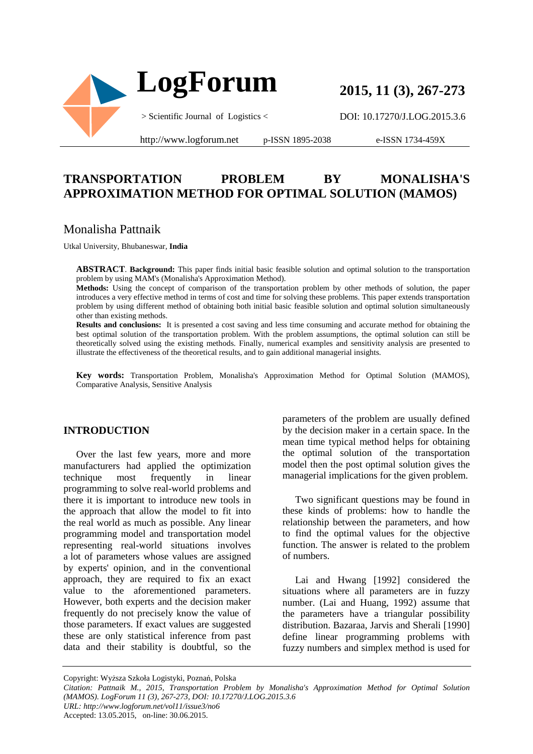# TRANSPORTATION PROBLEM BY MONALISHA'S APPROXIMATION METHOD FOR OPTIMAL SOLUTION (MAMOS)

Monalisha Pattnaik

Utkal University, Bhubaneswar, **India**

**ABSTRACT**. **Background:** This paper finds initial basic feasible solution and optimal solution to the transportation problem by using MAM's (Monalisha's Approximation Method).

**Methods:** Using the concept of comparison of the transportation problem by other methods of solution, the paper introduces a very effective method in terms of cost and time for solving these problems. This paper extends transportation problem by using different method of obtaining both initial basic feasible solution and optimal solution simultaneously other than existing methods.

**Results and conclusions:** It is presented a cost saving and less time consuming and accurate method for obtaining the best optimal solution of the transportation problem. With the problem assumptions, the optimal solution can still be theoretically solved using the existing methods. Finally, numerical examples and sensitivity analysis are presented to illustrate the effectiveness of the theoretical results, and to gain additional managerial insights.

**Key words:** Transportation Problem, Monalisha's Approximation Method for Optimal Solution (MAMOS), Comparative Analysis, Sensitive Analysis

## INTRODUCTION

Over the last few years, more and more manufacturers had applied the optimization technique most frequently in linear programming to solve real-world problems and there it is important to introduce new tools in the approach that allow the model to fit into the real world as much as possible. Any linear programming model and transportation model representing real-world situations involves a lot of parameters whose values are assigned by experts' opinion, and in the conventional approach, they are required to fix an exact value to the aforementioned parameters. However, both experts and the decision maker frequently do not precisely know the value of those parameters. If exact values are suggested these are only statistical inference from past data and their stability is doubtful, so the parameters of the problem are usually defined by the decision maker in a certain space. In the mean time typical method helps for obtaining the optimal solution of the transportation model then the post optimal solution gives the managerial implications for the given problem.

Two significant questions may be found in these kinds of problems: how to handle the relationship between the parameters, and how to find the optimal values for the objective function. The answer is related to the problem of numbers.

Lai and Hwang [1992] considered the situations where all parameters are in fuzzy number. (Lai and Huang, 1992) assume that the parameters have a triangular possibility distribution. Bazaraa, Jarvis and Sherali [1990] define linear programming problems with fuzzy numbers and simplex method is used for

Copyright: Wyższa Szkoła Logistyki, Poznań, Polska

*Citation: Pattnaik M., 2015, Transportation Problem by Monalisha's Approximation Method for Optimal Solution (MAMOS). LogForum 11 (3), 267-273, DOI: 10.17270/J.LOG.2015.3.6*

*URL: http://www.logforum.net/vol11/issue3/no6*

Accepted: 13.05.2015, on-line: 30.06.2015.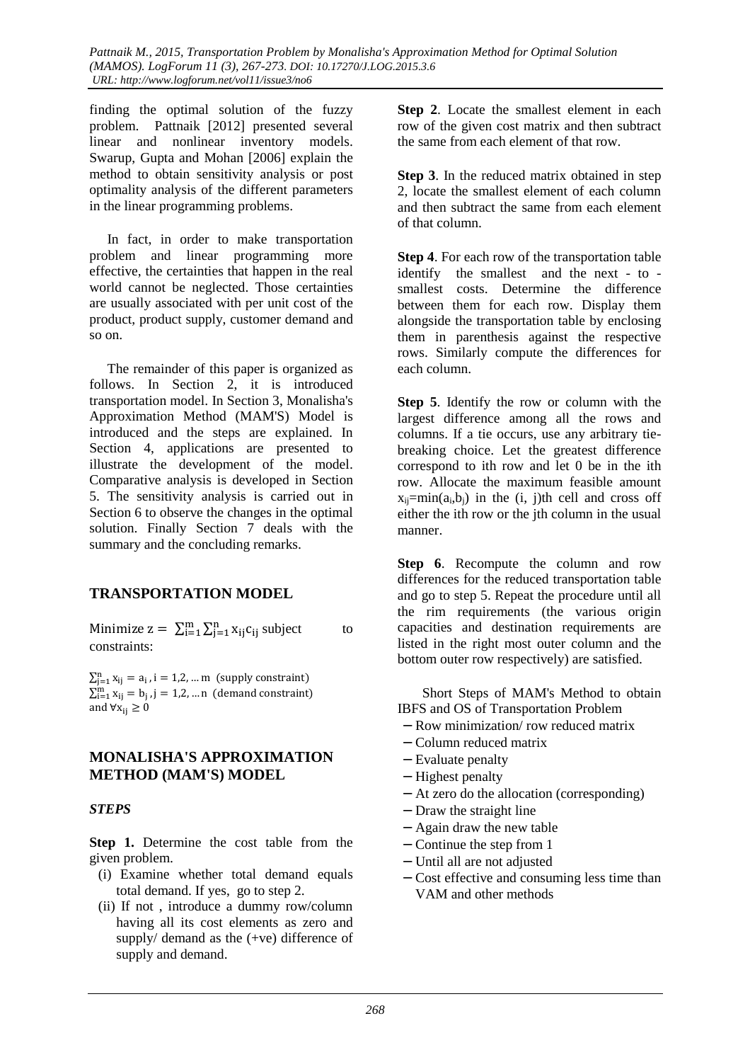finding the optimal solution of the fuzzy problem. Pattnaik [2012] presented several linear and nonlinear inventory models. Swarup, Gupta and Mohan [2006] explain the method to obtain sensitivity analysis or post optimality analysis of the different parameters in the linear programming problems.

In fact, in order to make transportation problem and linear programming more effective, the certainties that happen in the real world cannot be neglected. Those certainties are usually associated with per unit cost of the product, product supply, customer demand and so on.

The remainder of this paper is organized as follows. In Section 2, it is introduced transportation model. In Section 3, Monalisha's Approximation Method (MAM'S) Model is introduced and the steps are explained. In Section 4, applications are presented to illustrate the development of the model. Comparative analysis is developed in Section 5. The sensitivity analysis is carried out in Section 6 to observe the changes in the optimal solution. Finally Section 7 deals with the summary and the concluding remarks.

## TRANSPORTATION MODEL

Minimize $z = \sum_{i=1}^{m} \sum_{j=1}^{n} x_{ij} c_{ij}$ subject to constraints:

$\sum_{j=1}^{n} x_{ij} = a_i, i = 1,2, \ldots m$ (supply constraint)
$\sum_{i=1}^{m} x_{ij} = b_j, j = 1,2, \ldots n$ (demand constraint)
and $\forall x_{ij} \geq 0$

## MONALISHA'S APPROXIMATION METHOD (MAM'S) MODEL

### *STEPS*

**Step 1.** Determine the cost table from the given problem.

(i) Examine whether total demand equals total demand. If yes, go to step 2.
(ii) If not , introduce a dummy row/column having all its cost elements as zero and supply/ demand as the (+ve) difference of supply and demand.

**Step 2**. Locate the smallest element in each row of the given cost matrix and then subtract the same from each element of that row.

**Step 3**. In the reduced matrix obtained in step 2, locate the smallest element of each column and then subtract the same from each element of that column.

**Step 4**. For each row of the transportation table identify the smallest and the next - to - smallest costs. Determine the difference between them for each row. Display them alongside the transportation table by enclosing them in parenthesis against the respective rows. Similarly compute the differences for each column.

**Step 5**. Identify the row or column with the largest difference among all the rows and columns. If a tie occurs, use any arbitrary tie-breaking choice. Let the greatest difference correspond to ith row and let 0 be in the ith row. Allocate the maximum feasible amount $x_{ij}=\min(a_i,b_j)$ in the (i, j)th cell and cross off either the ith row or the jth column in the usual manner.

**Step 6**. Recompute the column and row differences for the reduced transportation table and go to step 5. Repeat the procedure until all the rim requirements (the various origin capacities and destination requirements are listed in the right most outer column and the bottom outer row respectively) are satisfied.

Short Steps of MAM's Method to obtain IBFS and OS of Transportation Problem

- Row minimization/ row reduced matrix
- Column reduced matrix
- Evaluate penalty
- Highest penalty
- At zero do the allocation (corresponding)
- Draw the straight line
- Again draw the new table
- Continue the step from 1
- Until all are not adjusted
- Cost effective and consuming less time than VAM and other methods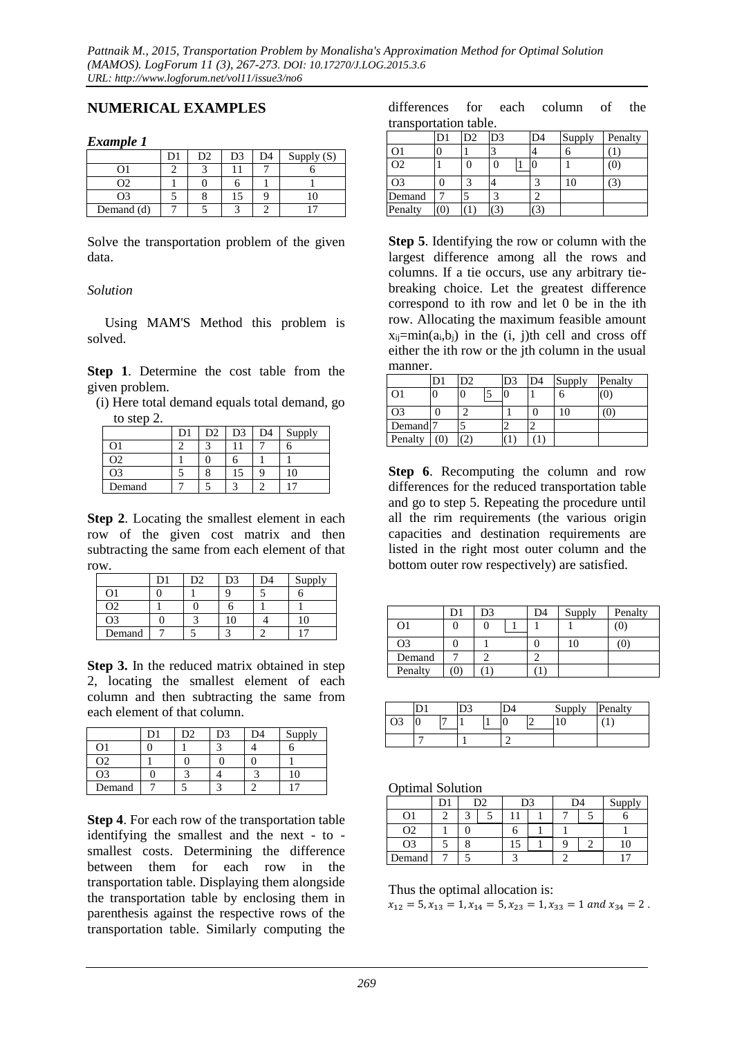## NUMERICAL EXAMPLES

### *Example 1*

| | D1 | D2 | D3 | D4 | Supply (S) |
|---|---|---|---|---|---|
| O1 | 2 | 3 | 11 | 7 | 6 |
| O2 | 1 | 0 | 6 | 1 | 1 |
| O3 | 5 | 8 | 15 | 9 | 10 |
| Demand (d) | 7 | 5 | 3 | 2 | 17 |

Solve the transportation problem of the given data.

*Solution*

Using MAM'S Method this problem is solved.

**Step 1**. Determine the cost table from the given problem.

(i) Here total demand equals total demand, go to step 2.

| | D1 | D2 | D3 | D4 | Supply |
|---|---|---|---|---|---|
| O1 | 2 | 3 | 11 | 7 | 6 |
| O2 | 1 | 0 | 6 | 1 | 1 |
| O3 | 5 | 8 | 15 | 9 | 10 |
| Demand | 7 | 5 | 3 | 2 | 17 |

**Step 2**. Locating the smallest element in each row of the given cost matrix and then subtracting the same from each element of that row.

| | D1 | D2 | D3 | D4 | Supply |
|---|---|---|---|---|---|
| O1 | 0 | 1 | 9 | 5 | 6 |
| O2 | 1 | 0 | 6 | 1 | 1 |
| O3 | 0 | 3 | 10 | 4 | 10 |
| Demand | 7 | 5 | 3 | 2 | 17 |

**Step 3.** In the reduced matrix obtained in step 2, locating the smallest element of each column and then subtracting the same from each element of that column.

| | D1 | D2 | D3 | D4 | Supply |
|---|---|---|---|---|---|
| O1 | 0 | 1 | 3 | 4 | 6 |
| O2 | 1 | 0 | 0 | 0 | 1 |
| O3 | 0 | 3 | 4 | 3 | 10 |
| Demand | 7 | 5 | 3 | 2 | 17 |

**Step 4**. For each row of the transportation table identifying the smallest and the next - to - smallest costs. Determining the difference between them for each row in the transportation table. Displaying them alongside the transportation table by enclosing them in parenthesis against the respective rows of the transportation table. Similarly computing the differences for each column of the transportation table.

| | D1 | D2 | D3 | | D4 | Supply | Penalty |
|---|---|---|---|---|---|---|---|
| O1 | 0 | 1 | 3 | | 4 | 6 | (1) |
| O2 | 1 | 0 | 0 | 1 | 0 | 1 | (0) |
| O3 | 0 | 3 | 4 | | 3 | 10 | (3) |
| Demand | 7 | 5 | 3 | | 2 | | |
| Penalty | (0) | (1) | (3) | | (3) | | |

**Step 5**. Identifying the row or column with the largest difference among all the rows and columns. If a tie occurs, use any arbitrary tie-breaking choice. Let the greatest difference correspond to ith row and let 0 be in the ith row. Allocating the maximum feasible amount $x_{ij}=\min(a_i,b_j)$ in the (i, j)th cell and cross off either the ith row or the jth column in the usual manner.

| | D1 | D2 | | D3 | D4 | Supply | Penalty |
|---|---|---|---|---|---|---|---|
| O1 | 0 | 0 | 5 | 0 | 1 | 6 | (0) |
| O3 | 0 | 2 | | 1 | 0 | 10 | (0) |
| Demand | 7 | 5 | | 2 | 2 | | |
| Penalty | (0) | (2) | | (1) | (1) | | |

**Step 6**. Recomputing the column and row differences for the reduced transportation table and go to step 5. Repeating the procedure until all the rim requirements (the various origin capacities and destination requirements are listed in the right most outer column and the bottom outer row respectively) are satisfied.

| | D1 | D3 | | D4 | Supply | Penalty |
|---|---|---|---|---|---|---|
| O1 | 0 | 0 | 1 | 1 | 1 | (0) |
| O3 | 0 | 1 | | 0 | 10 | (0) |
| Demand | 7 | 2 | | 2 | | |
| Penalty | (0) | (1) | | (1) | | |

| | D1 | | D3 | | D4 | | Supply | Penalty |
|---|---|---|---|---|---|---|---|---|
| O3 | 0 | 7 | 1 | 1 | 0 | 2 | 10 | (1) |
| | 7 | | 1 | | 2 | | | |

Optimal Solution

| | D1 | D2 | | D3 | | D4 | | Supply |
|---|---|---|---|---|---|---|---|---|
| O1 | 2 | 3 | 5 | 11 | 1 | 7 | 5 | 6 |
| O2 | 1 | 0 | | 6 | 1 | 1 | | 1 |
| O3 | 5 | 8 | | 15 | 1 | 9 | 2 | 10 |
| Demand | 7 | 5 | | 3 | | 2 | | 17 |

Thus the optimal allocation is:
$x_{12} = 5, x_{13} = 1, x_{14} = 5, x_{23} = 1, x_{33} = 1 \text{ and } x_{34} = 2$ .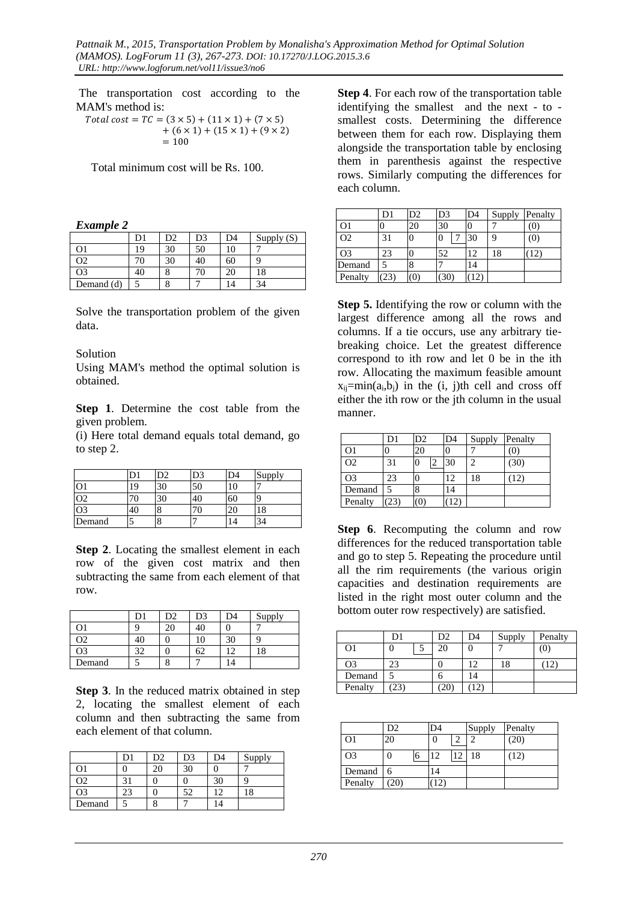The transportation cost according to the MAM's method is:

$$Total\ cost = TC = (3 \times 5) + (11 \times 1) + (7 \times 5) + (6 \times 1) + (15 \times 1) + (9 \times 2) = 100$$

Total minimum cost will be Rs. 100.

***Example 2***

| | D1 | D2 | D3 | D4 | Supply (S) |
|---|---|---|---|---|---|
| O1 | 19 | 30 | 50 | 10 | 7 |
| O2 | 70 | 30 | 40 | 60 | 9 |
| O3 | 40 | 8 | 70 | 20 | 18 |
| Demand (d) | 5 | 8 | 7 | 14 | 34 |

Solve the transportation problem of the given data.

Solution

Using MAM's method the optimal solution is obtained.

**Step 1**. Determine the cost table from the given problem.

(i) Here total demand equals total demand, go to step 2.

| | D1 | D2 | D3 | D4 | Supply |
|---|---|---|---|---|---|
| O1 | 19 | 30 | 50 | 10 | 7 |
| O2 | 70 | 30 | 40 | 60 | 9 |
| O3 | 40 | 8 | 70 | 20 | 18 |
| Demand | 5 | 8 | 7 | 14 | 34 |

**Step 2**. Locating the smallest element in each row of the given cost matrix and then subtracting the same from each element of that row.

| | D1 | D2 | D3 | D4 | Supply |
|---|---|---|---|---|---|
| O1 | 9 | 20 | 40 | 0 | 7 |
| O2 | 40 | 0 | 10 | 30 | 9 |
| O3 | 32 | 0 | 62 | 12 | 18 |
| Demand | 5 | 8 | 7 | 14 | |

**Step 3**. In the reduced matrix obtained in step 2, locating the smallest element of each column and then subtracting the same from each element of that column.

| | D1 | D2 | D3 | D4 | Supply |
|---|---|---|---|---|---|
| O1 | 0 | 20 | 30 | 0 | 7 |
| O2 | 31 | 0 | 0 | 30 | 9 |
| O3 | 23 | 0 | 52 | 12 | 18 |
| Demand | 5 | 8 | 7 | 14 | |

**Step 4**. For each row of the transportation table identifying the smallest and the next - to - smallest costs. Determining the difference between them for each row. Displaying them alongside the transportation table by enclosing them in parenthesis against the respective rows. Similarly computing the differences for each column.

| | D1 | D2 | D3 | D4 | Supply | Penalty |
|---|---|---|---|---|---|---|
| O1 | 0 | 20 | 30 | 0 | 7 | (0) |
| O2 | 31 | 0 | 0 [7] | 30 | 9 | (0) |
| O3 | 23 | 0 | 52 | 12 | 18 | (12) |
| Demand | 5 | 8 | 7 | 14 | | |
| Penalty | (23) | (0) | (30) | (12) | | |

**Step 5.** Identifying the row or column with the largest difference among all the rows and columns. If a tie occurs, use any arbitrary tie-breaking choice. Let the greatest difference correspond to ith row and let 0 be in the ith row. Allocating the maximum feasible amount $x_{ij}=\min(a_i,b_j)$ in the (i, j)th cell and cross off either the ith row or the jth column in the usual manner.

| | D1 | D2 | D4 | Supply | Penalty |
|---|---|---|---|---|---|
| O1 | 0 | 20 | 0 | 7 | (0) |
| O2 | 31 | 0 [2] | 30 | 2 | (30) |
| O3 | 23 | 0 | 12 | 18 | (12) |
| Demand | 5 | 8 | 14 | | |
| Penalty | (23) | (0) | (12) | | |

**Step 6**. Recomputing the column and row differences for the reduced transportation table and go to step 5. Repeating the procedure until all the rim requirements (the various origin capacities and destination requirements are listed in the right most outer column and the bottom outer row respectively) are satisfied.

| | D1 | D2 | D4 | Supply | Penalty |
|---|---|---|---|---|---|
| O1 | 0 [5] | 20 | 0 | 7 | (0) |
| O3 | 23 | 0 | 12 | 18 | (12) |
| Demand | 5 | 6 | 14 | | |
| Penalty | (23) | (20) | (12) | | |

| | D2 | D4 | Supply | Penalty |
|---|---|---|---|---|
| O1 | 20 | 0 [2] | 2 | (20) |
| O3 | 0 [6] | 12 [12] | 18 | (12) |
| Demand | 6 | 14 | | |
| Penalty | (20) | (12) | | |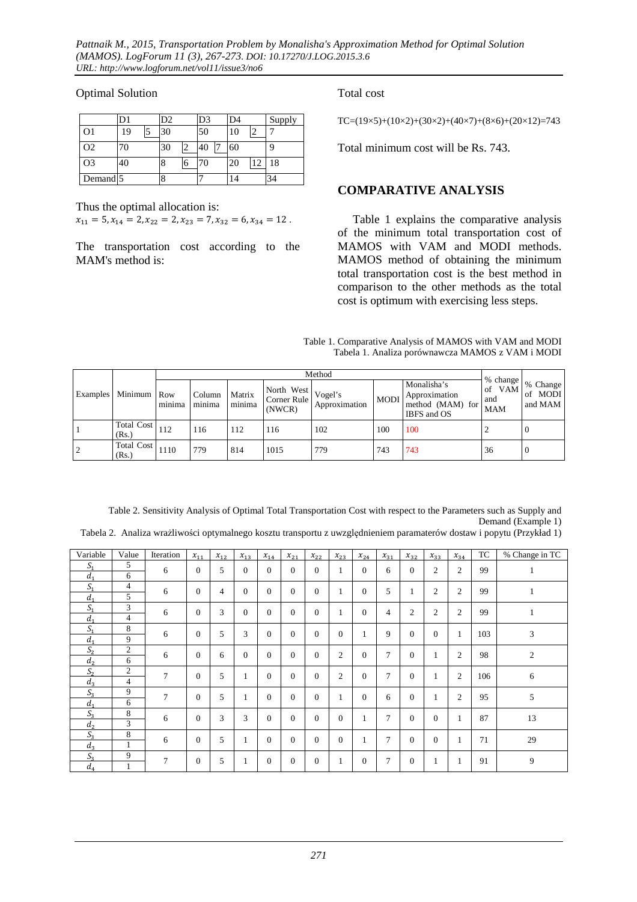Optimal Solution

| | D1 | | D2 | | D3 | | D4 | | Supply |
|---|---|---|---|---|---|---|---|---|---|
| O1 | 19 | 5 | 30 | | 50 | | 10 | 2 | 7 |
| O2 | 70 | | 30 | 2 | 40 | 7 | 60 | | 9 |
| O3 | 40 | | 8 | 6 | 70 | | 20 | 12 | 18 |
| Demand | 5 | | 8 | | 7 | | 14 | | 34 |

Thus the optimal allocation is:
$x_{11} = 5, x_{14} = 2, x_{22} = 2, x_{23} = 7, x_{32} = 6, x_{34} = 12$ .

The transportation cost according to the MAM's method is:

Total cost

TC=(19×5)+(10×2)+(30×2)+(40×7)+(8×6)+(20×12)=743

Total minimum cost will be Rs. 743.

## COMPARATIVE ANALYSIS

Table 1 explains the comparative analysis of the minimum total transportation cost of MAMOS with VAM and MODI methods. MAMOS method of obtaining the minimum total transportation cost is the best method in comparison to the other methods as the total cost is optimum with exercising less steps.

Table 1. Comparative Analysis of MAMOS with VAM and MODI
Tabela 1. Analiza porównawcza MAMOS z VAM i MODI

| Examples | Minimum | Method | | | | | | | % change of VAM and MAM | % Change of MODI and MAM |
|---|---|---|---|---|---|---|---|---|---|---|
| | | Row minima | Column minima | Matrix minima | North West Corner Rule (NWCR) | Vogel's Approximation | MODI | Monalisha's Approximation method (MAM) for IBFS and OS | | |
| 1 | Total Cost (Rs.) | 112 | 116 | 112 | 116 | 102 | 100 | 100 | 2 | 0 |
| 2 | Total Cost (Rs.) | 1110 | 779 | 814 | 1015 | 779 | 743 | 743 | 36 | 0 |

Table 2. Sensitivity Analysis of Optimal Total Transportation Cost with respect to the Parameters such as Supply and Demand (Example 1)
Tabela 2. Analiza wrażliwości optymalnego kosztu transportu z uwzględnieniem paramaterów dostaw i popytu (Przykład 1)

| Variable | Value | Iteration | $x_{11}$ | $x_{12}$ | $x_{13}$ | $x_{14}$ | $x_{21}$ | $x_{22}$ | $x_{23}$ | $x_{24}$ | $x_{31}$ | $x_{32}$ | $x_{33}$ | $x_{34}$ | TC | % Change in TC |
|---|---|---|---|---|---|---|---|---|---|---|---|---|---|---|---|---|
| $S_1$ / $d_1$ | 5 / 6 | 6 | 0 | 5 | 0 | 0 | 0 | 0 | 1 | 0 | 6 | 0 | 2 | 2 | 99 | 1 |
| $S_1$ / $d_1$ | 4 / 5 | 6 | 0 | 4 | 0 | 0 | 0 | 0 | 1 | 0 | 5 | 1 | 2 | 2 | 99 | 1 |
| $S_1$ / $d_1$ | 3 / 4 | 6 | 0 | 3 | 0 | 0 | 0 | 0 | 1 | 0 | 4 | 2 | 2 | 2 | 99 | 1 |
| $S_1$ / $d_1$ | 8 / 9 | 6 | 0 | 5 | 3 | 0 | 0 | 0 | 0 | 1 | 9 | 0 | 0 | 1 | 103 | 3 |
| $S_2$ / $d_2$ | 2 / 6 | 6 | 0 | 6 | 0 | 0 | 0 | 0 | 2 | 0 | 7 | 0 | 1 | 2 | 98 | 2 |
| $S_2$ / $d_3$ | 2 / 4 | 7 | 0 | 5 | 1 | 0 | 0 | 0 | 2 | 0 | 7 | 0 | 1 | 2 | 106 | 6 |
| $S_3$ / $d_1$ | 9 / 6 | 7 | 0 | 5 | 1 | 0 | 0 | 0 | 1 | 0 | 6 | 0 | 1 | 2 | 95 | 5 |
| $S_3$ / $d_2$ | 8 / 3 | 6 | 0 | 3 | 3 | 0 | 0 | 0 | 0 | 1 | 7 | 0 | 0 | 1 | 87 | 13 |
| $S_3$ / $d_3$ | 8 / 1 | 6 | 0 | 5 | 1 | 0 | 0 | 0 | 0 | 1 | 7 | 0 | 0 | 1 | 71 | 29 |
| $S_3$ / $d_4$ | 9 / 1 | 7 | 0 | 5 | 1 | 0 | 0 | 0 | 1 | 0 | 7 | 0 | 1 | 1 | 91 | 9 |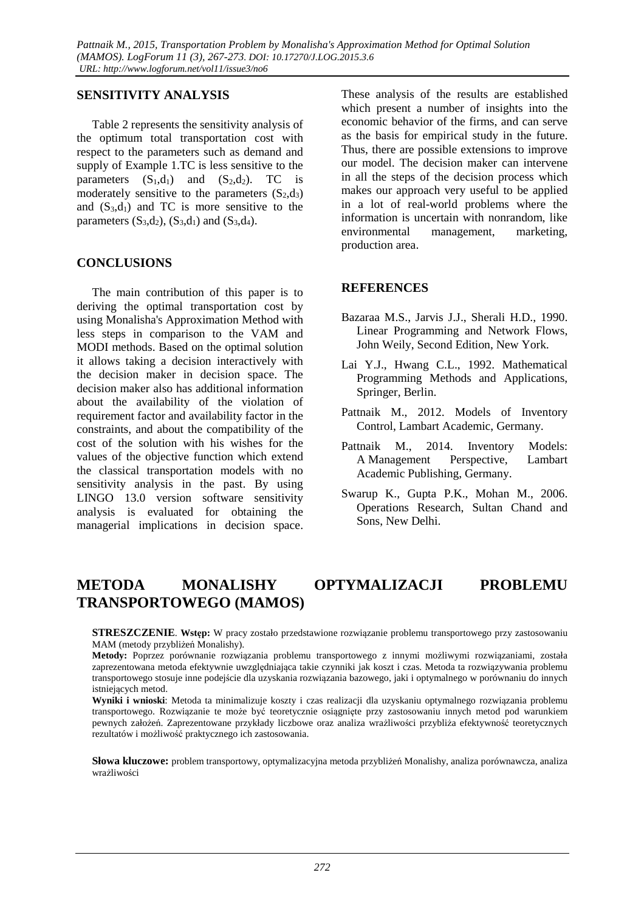## SENSITIVITY ANALYSIS

Table 2 represents the sensitivity analysis of the optimum total transportation cost with respect to the parameters such as demand and supply of Example 1.TC is less sensitive to the parameters $(S_1,d_1)$ and $(S_2,d_2)$. TC is moderately sensitive to the parameters $(S_2,d_3)$ and $(S_3,d_1)$ and TC is more sensitive to the parameters $(S_3,d_2)$, $(S_3,d_1)$ and $(S_3,d_4)$.

## CONCLUSIONS

The main contribution of this paper is to deriving the optimal transportation cost by using Monalisha's Approximation Method with less steps in comparison to the VAM and MODI methods. Based on the optimal solution it allows taking a decision interactively with the decision maker in decision space. The decision maker also has additional information about the availability of the violation of requirement factor and availability factor in the constraints, and about the compatibility of the cost of the solution with his wishes for the values of the objective function which extend the classical transportation models with no sensitivity analysis in the past. By using LINGO 13.0 version software sensitivity analysis is evaluated for obtaining the managerial implications in decision space. These analysis of the results are established which present a number of insights into the economic behavior of the firms, and can serve as the basis for empirical study in the future. Thus, there are possible extensions to improve our model. The decision maker can intervene in all the steps of the decision process which makes our approach very useful to be applied in a lot of real-world problems where the information is uncertain with nonrandom, like environmental management, marketing, production area.

## REFERENCES

Bazaraa M.S., Jarvis J.J., Sherali H.D., 1990. Linear Programming and Network Flows, John Weily, Second Edition, New York.

Lai Y.J., Hwang C.L., 1992. Mathematical Programming Methods and Applications, Springer, Berlin.

Pattnaik M., 2012. Models of Inventory Control, Lambart Academic, Germany.

Pattnaik M., 2014. Inventory Models: A Management Perspective, Lambart Academic Publishing, Germany.

Swarup K., Gupta P.K., Mohan M., 2006. Operations Research, Sultan Chand and Sons, New Delhi.

# METODA MONALISHY OPTYMALIZACJI PROBLEMU TRANSPORTOWEGO (MAMOS)

**STRESZCZENIE**. **Wstęp:** W pracy zostało przedstawione rozwiązanie problemu transportowego przy zastosowaniu MAM (metody przybliżeń Monalishy).

**Metody:** Poprzez porównanie rozwiązania problemu transportowego z innymi możliwymi rozwiązaniami, została zaprezentowana metoda efektywnie uwzględniająca takie czynniki jak koszt i czas. Metoda ta rozwiązywania problemu transportowego stosuje inne podejście dla uzyskania rozwiązania bazowego, jaki i optymalnego w porównaniu do innych istniejących metod.

**Wyniki i wnioski**: Metoda ta minimalizuje koszty i czas realizacji dla uzyskaniu optymalnego rozwiązania problemu transportowego. Rozwiązanie te może być teoretycznie osiągnięte przy zastosowaniu innych metod pod warunkiem pewnych założeń. Zaprezentowane przykłady liczbowe oraz analiza wrażliwości przybliża efektywność teoretycznych rezultatów i możliwość praktycznego ich zastosowania.

**Słowa kluczowe:** problem transportowy, optymalizacyjna metoda przybliżeń Monalishy, analiza porównawcza, analiza wrażliwości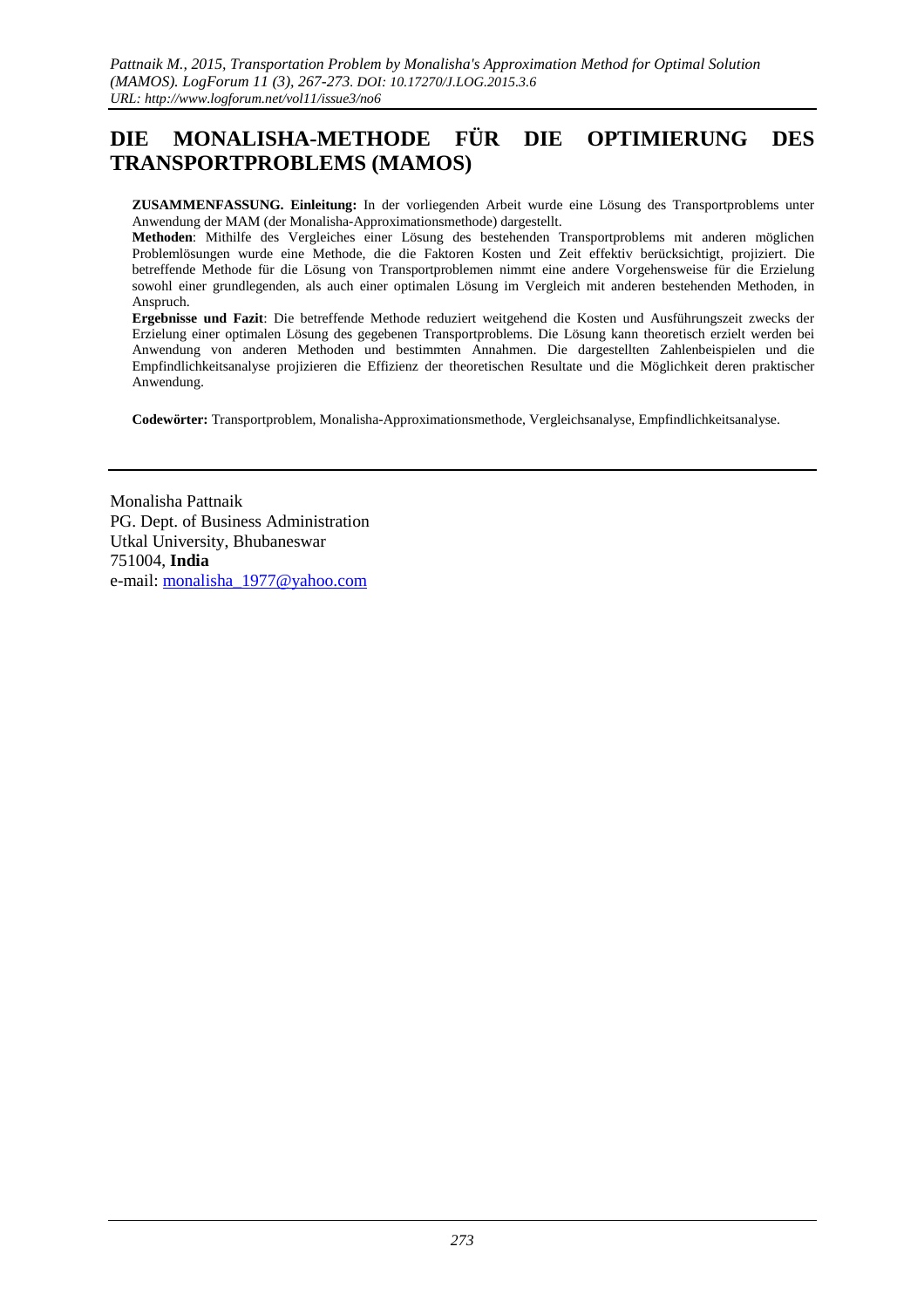# DIE MONALISHA-METHODE FÜR DIE OPTIMIERUNG DES TRANSPORTPROBLEMS (MAMOS)

**ZUSAMMENFASSUNG. Einleitung:** In der vorliegenden Arbeit wurde eine Lösung des Transportproblems unter Anwendung der MAM (der Monalisha-Approximationsmethode) dargestellt.

**Methoden**: Mithilfe des Vergleiches einer Lösung des bestehenden Transportproblems mit anderen möglichen Problemlösungen wurde eine Methode, die die Faktoren Kosten und Zeit effektiv berücksichtigt, projiziert. Die betreffende Methode für die Lösung von Transportproblemen nimmt eine andere Vorgehensweise für die Erzielung sowohl einer grundlegenden, als auch einer optimalen Lösung im Vergleich mit anderen bestehenden Methoden, in Anspruch.

**Ergebnisse und Fazit**: Die betreffende Methode reduziert weitgehend die Kosten und Ausführungszeit zwecks der Erzielung einer optimalen Lösung des gegebenen Transportproblems. Die Lösung kann theoretisch erzielt werden bei Anwendung von anderen Methoden und bestimmten Annahmen. Die dargestellten Zahlenbeispielen und die Empfindlichkeitsanalyse projizieren die Effizienz der theoretischen Resultate und die Möglichkeit deren praktischer Anwendung.

**Codewörter:** Transportproblem, Monalisha-Approximationsmethode, Vergleichsanalyse, Empfindlichkeitsanalyse.

Monalisha Pattnaik
PG. Dept. of Business Administration
Utkal University, Bhubaneswar
751004, **India**
e-mail: monalisha_1977@yahoo.com